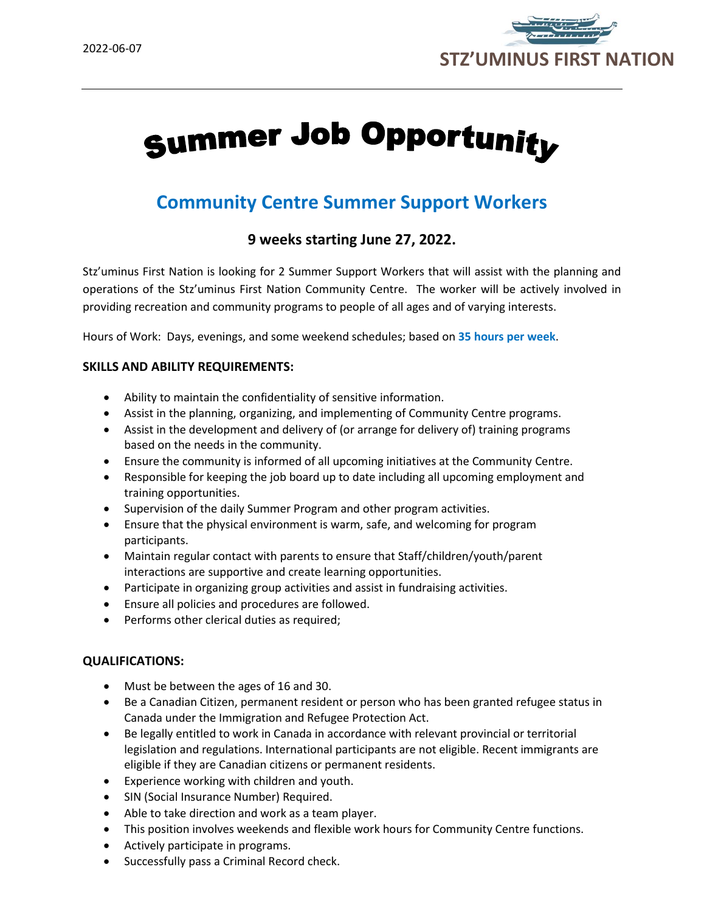2022-06-07

STZ'UMINUS FIRST NATION

# Summer Job Opportunity

## Community Centre Summer Support Workers

### 9 weeks starting June 27, 2022.

Stz'uminus First Nation is looking for 2 Summer Support Workers that will assist with the planning and operations of the Stz'uminus First Nation Community Centre. The worker will be actively involved in providing recreation and community programs to people of all ages and of varying interests.

Hours of Work: Days, evenings, and some weekend schedules; based on **35 hours per week**.

**SKILLS AND ABILITY REQUIREMENTS:**

- Ability to maintain the confidentiality of sensitive information.
- Assist in the planning, organizing, and implementing of Community Centre programs.
- Assist in the development and delivery of (or arrange for delivery of) training programs based on the needs in the community.
- Ensure the community is informed of all upcoming initiatives at the Community Centre.
- Responsible for keeping the job board up to date including all upcoming employment and training opportunities.
- Supervision of the daily Summer Program and other program activities.
- Ensure that the physical environment is warm, safe, and welcoming for program participants.
- Maintain regular contact with parents to ensure that Staff/children/youth/parent interactions are supportive and create learning opportunities.
- Participate in organizing group activities and assist in fundraising activities.
- Ensure all policies and procedures are followed.
- Performs other clerical duties as required;

**QUALIFICATIONS:**

- Must be between the ages of 16 and 30.
- Be a Canadian Citizen, permanent resident or person who has been granted refugee status in Canada under the Immigration and Refugee Protection Act.
- Be legally entitled to work in Canada in accordance with relevant provincial or territorial legislation and regulations. International participants are not eligible. Recent immigrants are eligible if they are Canadian citizens or permanent residents.
- Experience working with children and youth.
- SIN (Social Insurance Number) Required.
- Able to take direction and work as a team player.
- This position involves weekends and flexible work hours for Community Centre functions.
- Actively participate in programs.
- Successfully pass a Criminal Record check.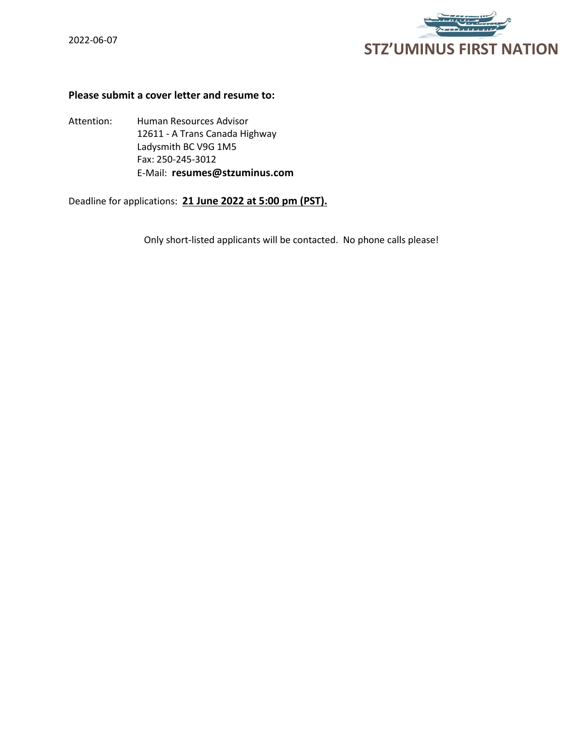2022-06-07

STZ'UMINUS FIRST NATION

**Please submit a cover letter and resume to:**

Attention: Human Resources Advisor
12611 - A Trans Canada Highway
Ladysmith BC V9G 1M5
Fax: 250-245-3012
E-Mail: **resumes@stzuminus.com**

Deadline for applications: **21 June 2022 at 5:00 pm (PST).**

Only short-listed applicants will be contacted. No phone calls please!